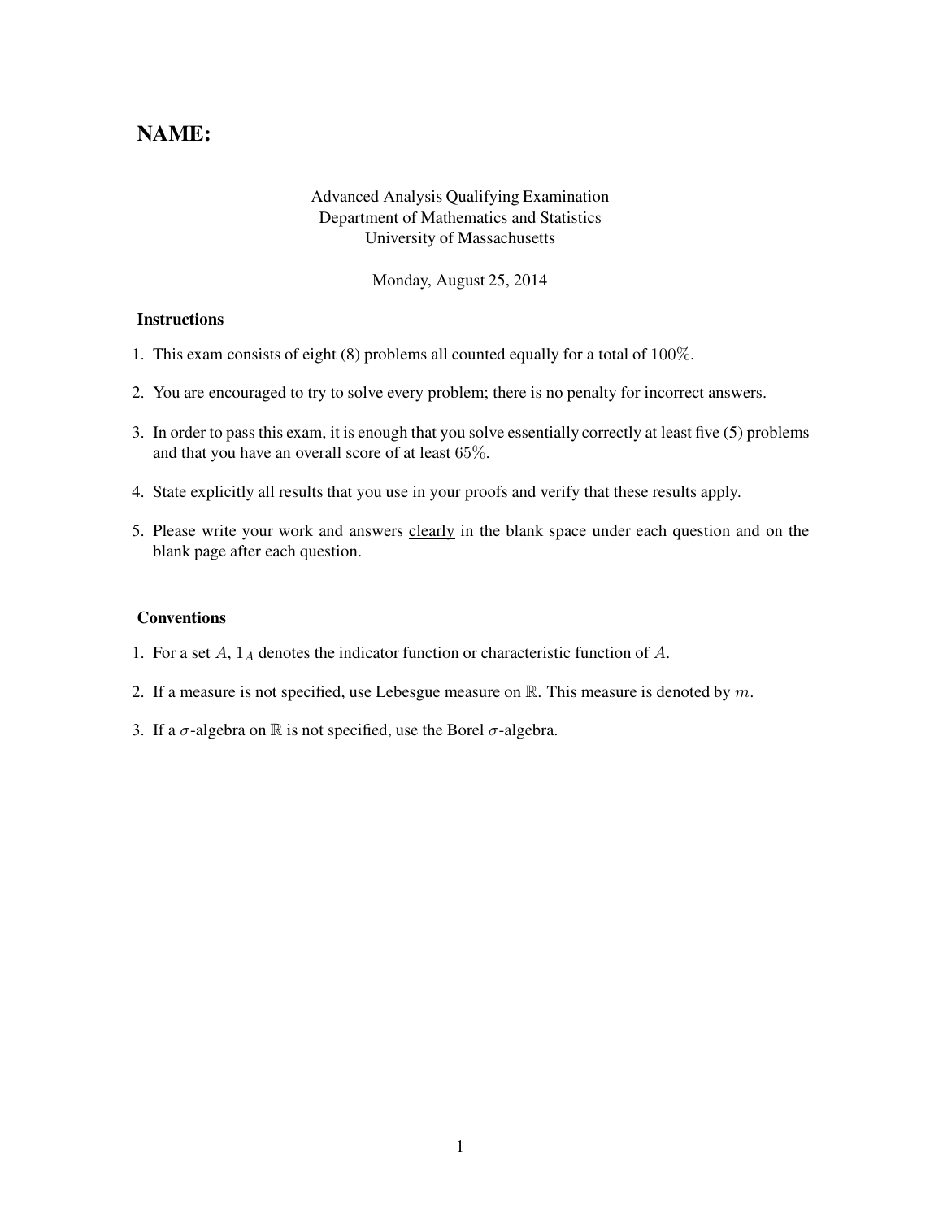# NAME:

Advanced Analysis Qualifying Examination
Department of Mathematics and Statistics
University of Massachusetts

Monday, August 25, 2014

### Instructions

1. This exam consists of eight (8) problems all counted equally for a total of $100\%$.
2. You are encouraged to try to solve every problem; there is no penalty for incorrect answers.
3. In order to pass this exam, it is enough that you solve essentially correctly at least five (5) problems and that you have an overall score of at least $65\%$.
4. State explicitly all results that you use in your proofs and verify that these results apply.
5. Please write your work and answers clearly in the blank space under each question and on the blank page after each question.

### Conventions

1. For a set $A$, $1_A$ denotes the indicator function or characteristic function of $A$.
2. If a measure is not specified, use Lebesgue measure on $\mathbb{R}$. This measure is denoted by $m$.
3. If a $\sigma$-algebra on $\mathbb{R}$ is not specified, use the Borel $\sigma$-algebra.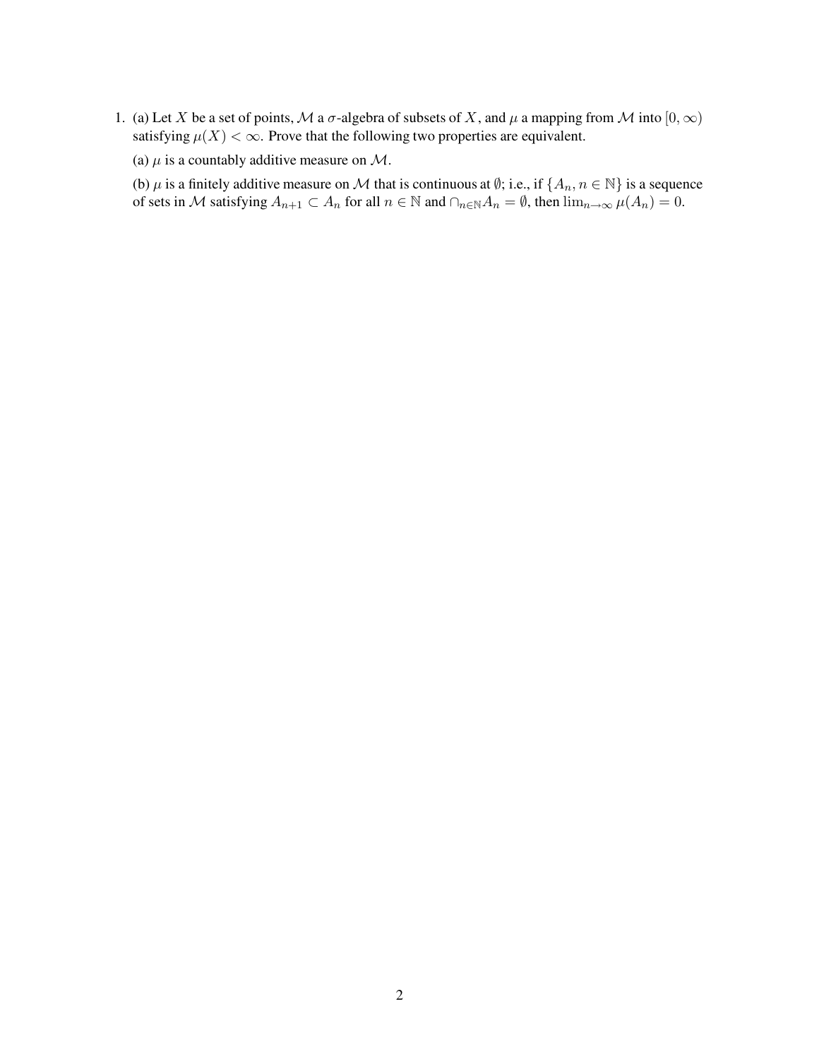1. (a) Let $X$ be a set of points, $\mathcal{M}$ a $\sigma$-algebra of subsets of $X$, and $\mu$ a mapping from $\mathcal{M}$ into $[0, \infty)$ satisfying $\mu(X) < \infty$. Prove that the following two properties are equivalent.

   (a) $\mu$ is a countably additive measure on $\mathcal{M}$.

   (b) $\mu$ is a finitely additive measure on $\mathcal{M}$ that is continuous at $\emptyset$; i.e., if $\{A_n, n \in \mathbb{N}\}$ is a sequence of sets in $\mathcal{M}$ satisfying $A_{n+1} \subset A_n$ for all $n \in \mathbb{N}$ and $\cap_{n \in \mathbb{N}} A_n = \emptyset$, then $\lim_{n \to \infty} \mu(A_n) = 0$.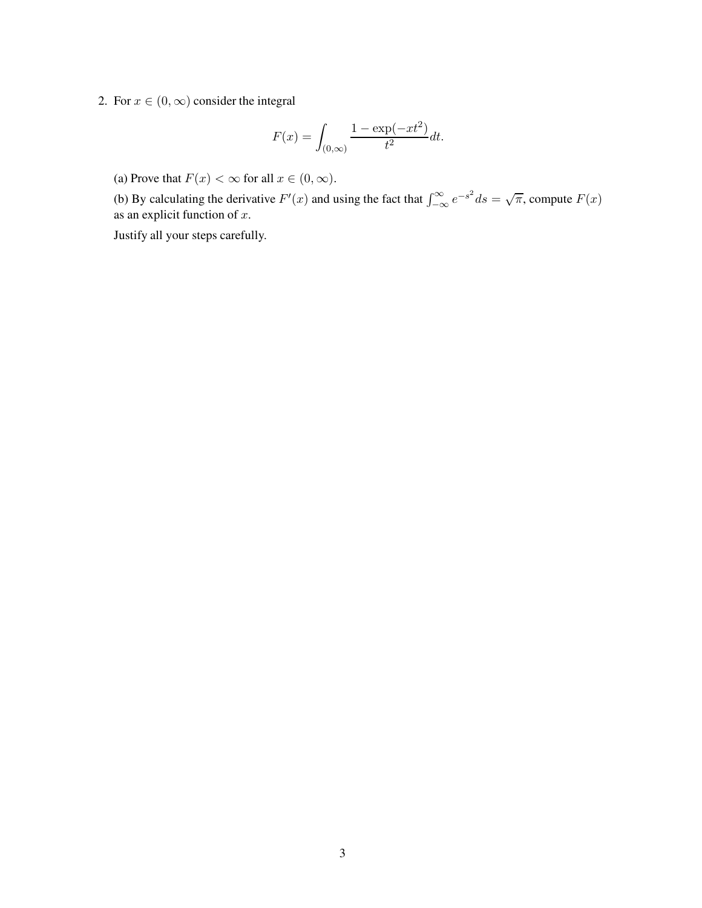2. For $x \in (0, \infty)$ consider the integral

$$F(x) = \int_{(0,\infty)} \frac{1 - \exp(-xt^2)}{t^2} dt.$$

(a) Prove that $F(x) < \infty$ for all $x \in (0, \infty)$.

(b) By calculating the derivative $F'(x)$ and using the fact that $\int_{-\infty}^{\infty} e^{-s^2} ds = \sqrt{\pi}$, compute $F(x)$ as an explicit function of $x$.

Justify all your steps carefully.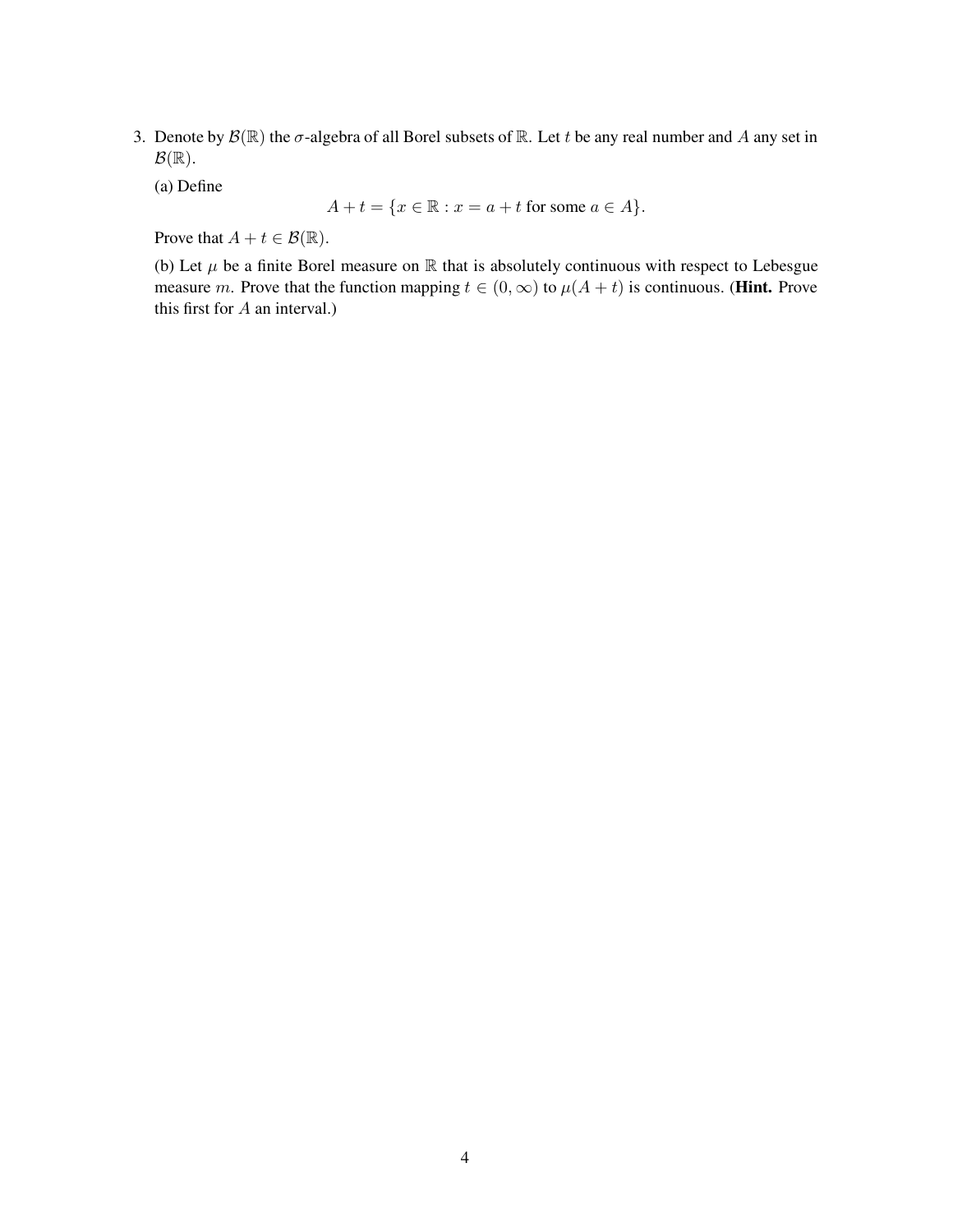3. Denote by $\mathcal{B}(\mathbb{R})$ the $\sigma$-algebra of all Borel subsets of $\mathbb{R}$. Let $t$ be any real number and $A$ any set in $\mathcal{B}(\mathbb{R})$.

   (a) Define

   $$A + t = \{x \in \mathbb{R} : x = a + t \text{ for some } a \in A\}.$$

   Prove that $A + t \in \mathcal{B}(\mathbb{R})$.

   (b) Let $\mu$ be a finite Borel measure on $\mathbb{R}$ that is absolutely continuous with respect to Lebesgue measure $m$. Prove that the function mapping $t \in (0, \infty)$ to $\mu(A + t)$ is continuous. (**Hint.** Prove this first for $A$ an interval.)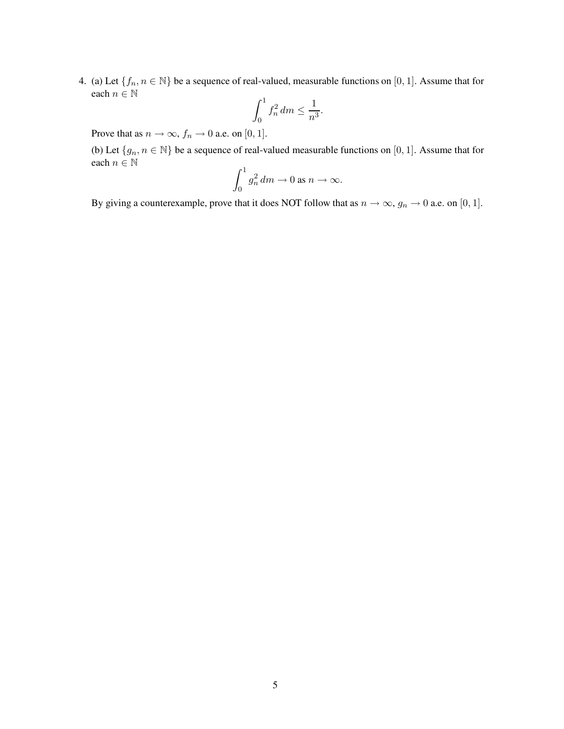4. (a) Let $\{f_n, n \in \mathbb{N}\}$ be a sequence of real-valued, measurable functions on $[0, 1]$. Assume that for each $n \in \mathbb{N}$

$$\int_0^1 f_n^2 \, dm \leq \frac{1}{n^3}.$$

Prove that as $n \to \infty$, $f_n \to 0$ a.e. on $[0, 1]$.

(b) Let $\{g_n, n \in \mathbb{N}\}$ be a sequence of real-valued measurable functions on $[0, 1]$. Assume that for each $n \in \mathbb{N}$

$$\int_0^1 g_n^2 \, dm \to 0 \text{ as } n \to \infty.$$

By giving a counterexample, prove that it does NOT follow that as $n \to \infty$, $g_n \to 0$ a.e. on $[0, 1]$.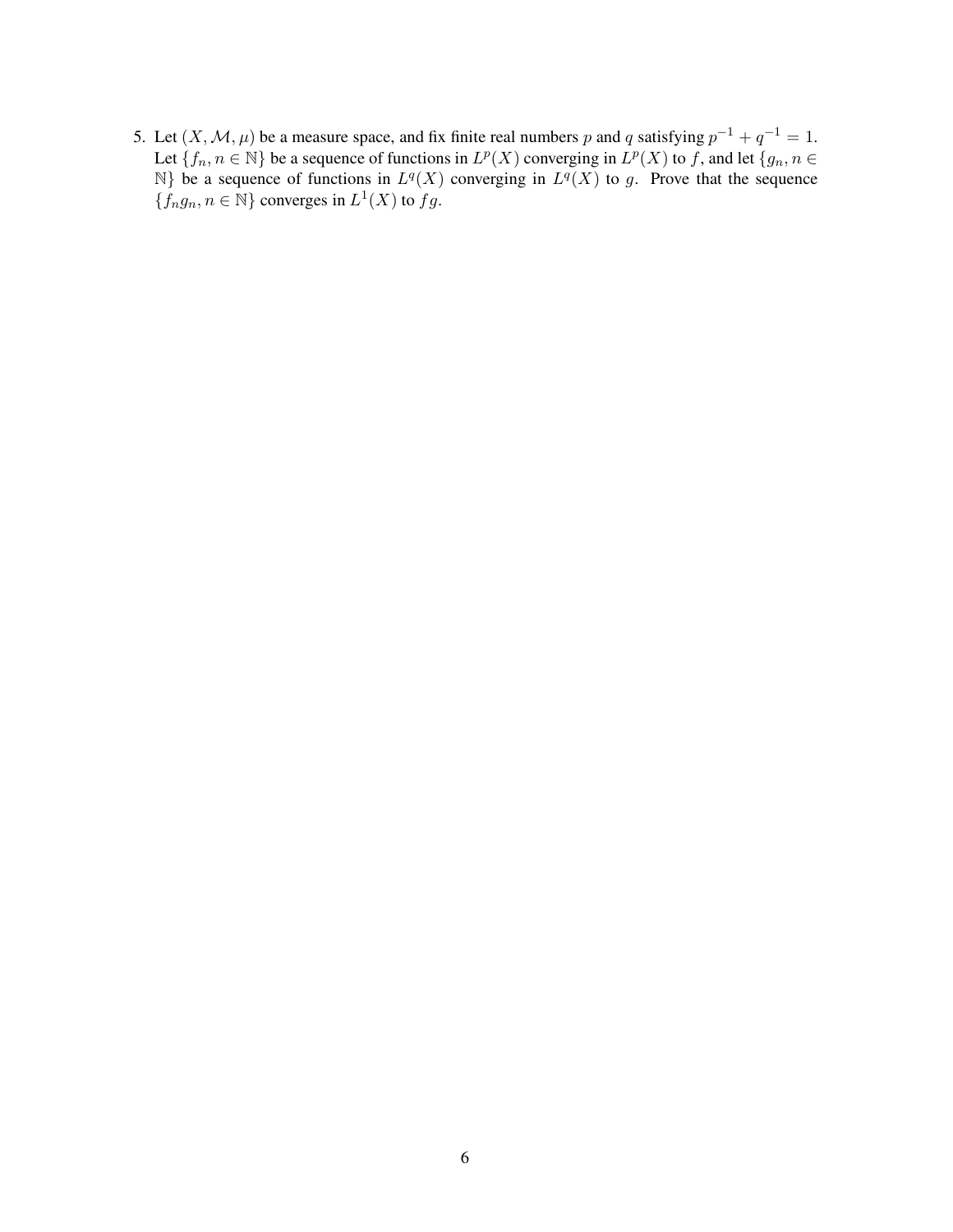5. Let $(X, \mathcal{M}, \mu)$ be a measure space, and fix finite real numbers $p$ and $q$ satisfying $p^{-1} + q^{-1} = 1$. Let $\{f_n, n \in \mathbb{N}\}$ be a sequence of functions in $L^p(X)$ converging in $L^p(X)$ to $f$, and let $\{g_n, n \in \mathbb{N}\}$ be a sequence of functions in $L^q(X)$ converging in $L^q(X)$ to $g$. Prove that the sequence $\{f_n g_n, n \in \mathbb{N}\}$ converges in $L^1(X)$ to $fg$.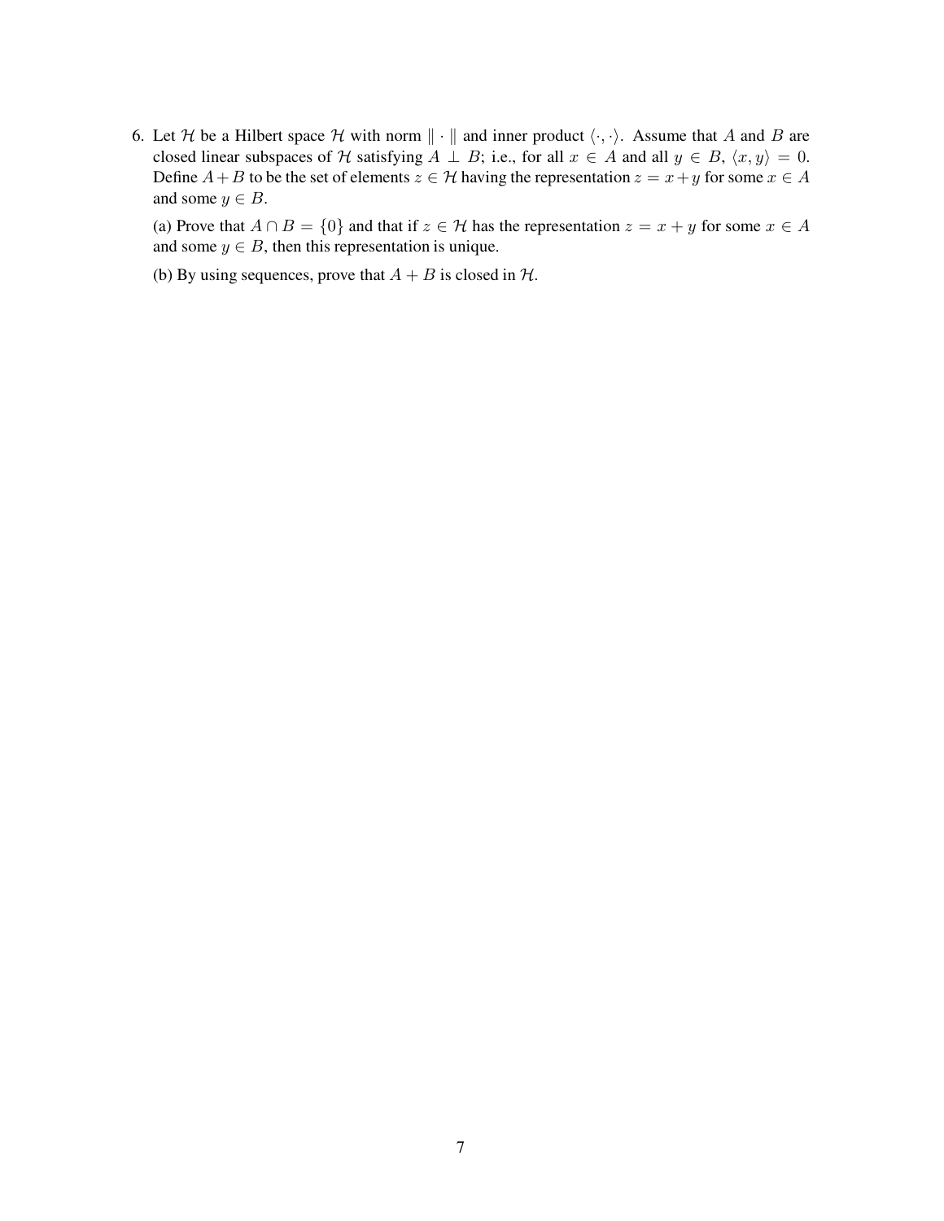6. Let $\mathcal{H}$ be a Hilbert space $\mathcal{H}$ with norm $\|\cdot\|$ and inner product $\langle\cdot,\cdot\rangle$. Assume that $A$ and $B$ are closed linear subspaces of $\mathcal{H}$ satisfying $A \perp B$; i.e., for all $x \in A$ and all $y \in B$, $\langle x, y\rangle = 0$. Define $A+B$ to be the set of elements $z \in \mathcal{H}$ having the representation $z = x+y$ for some $x \in A$ and some $y \in B$.

   (a) Prove that $A \cap B = \{0\}$ and that if $z \in \mathcal{H}$ has the representation $z = x + y$ for some $x \in A$ and some $y \in B$, then this representation is unique.

   (b) By using sequences, prove that $A + B$ is closed in $\mathcal{H}$.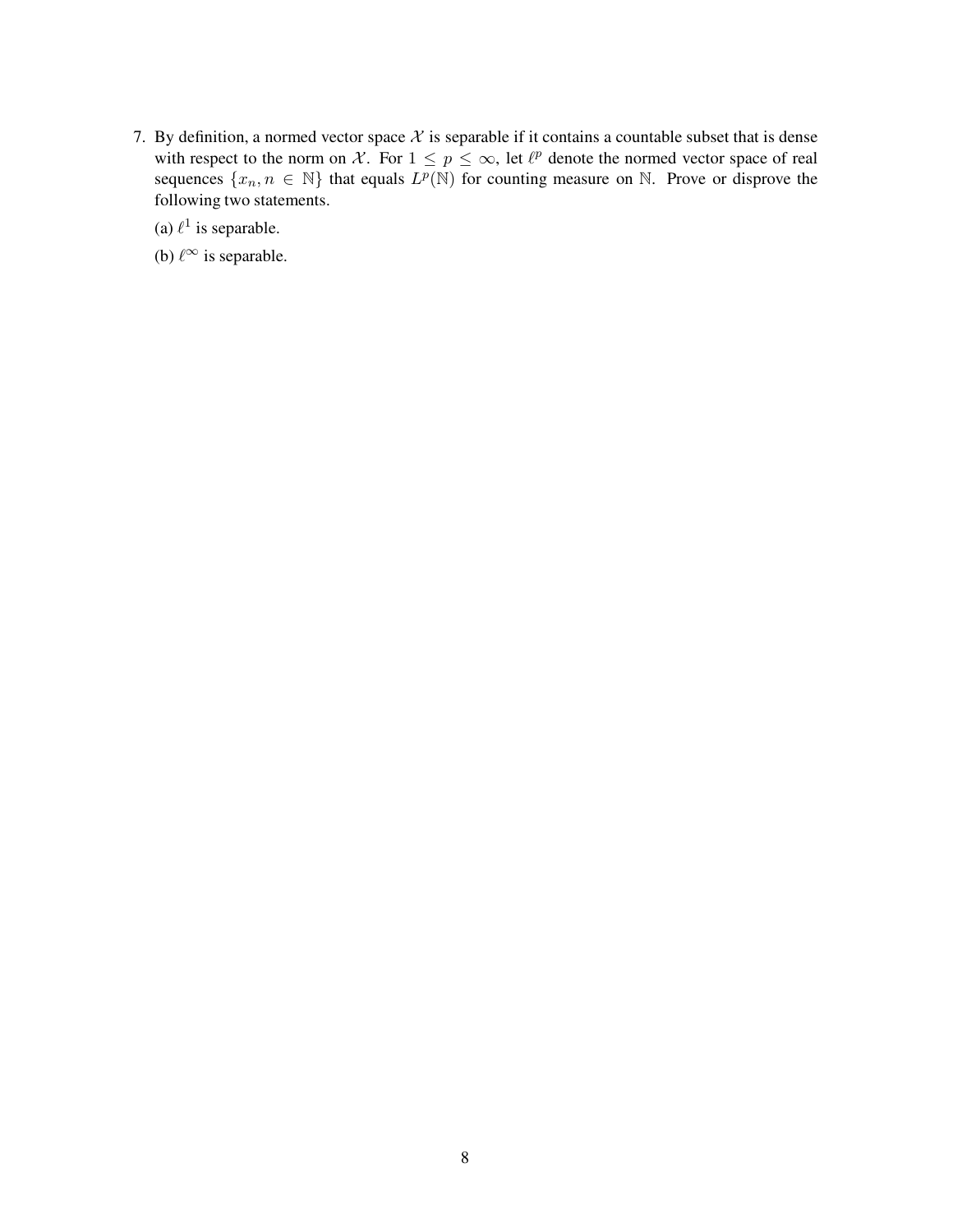7. By definition, a normed vector space $\mathcal{X}$ is separable if it contains a countable subset that is dense with respect to the norm on $\mathcal{X}$. For $1 \leq p \leq \infty$, let $\ell^p$ denote the normed vector space of real sequences $\{x_n, n \in \mathbb{N}\}$ that equals $L^p(\mathbb{N})$ for counting measure on $\mathbb{N}$. Prove or disprove the following two statements.

   (a) $\ell^1$ is separable.

   (b) $\ell^\infty$ is separable.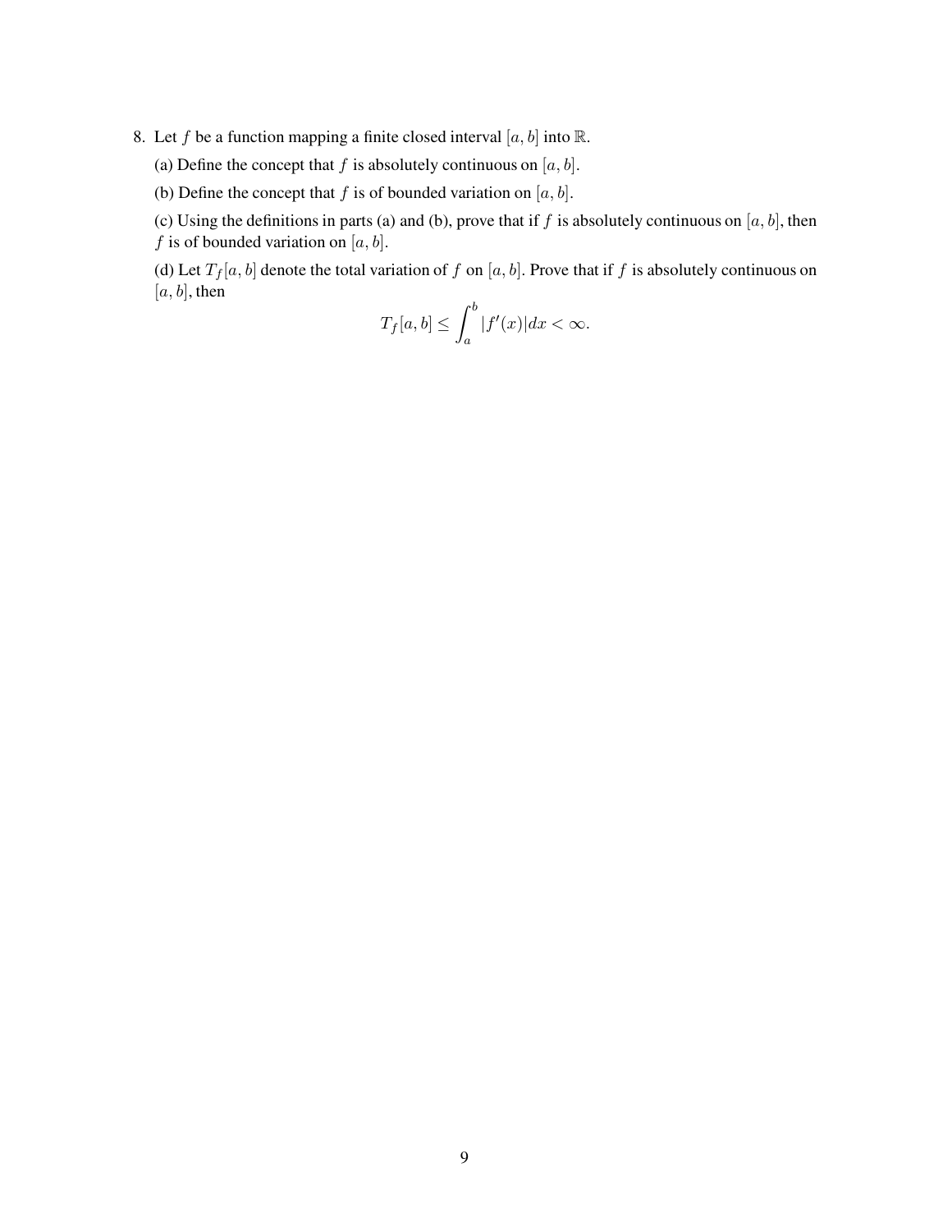8. Let $f$ be a function mapping a finite closed interval $[a, b]$ into $\mathbb{R}$.

   (a) Define the concept that $f$ is absolutely continuous on $[a, b]$.

   (b) Define the concept that $f$ is of bounded variation on $[a, b]$.

   (c) Using the definitions in parts (a) and (b), prove that if $f$ is absolutely continuous on $[a, b]$, then $f$ is of bounded variation on $[a, b]$.

   (d) Let $T_f[a, b]$ denote the total variation of $f$ on $[a, b]$. Prove that if $f$ is absolutely continuous on $[a, b]$, then

$$T_f[a, b] \leq \int_a^b |f'(x)| dx < \infty.$$